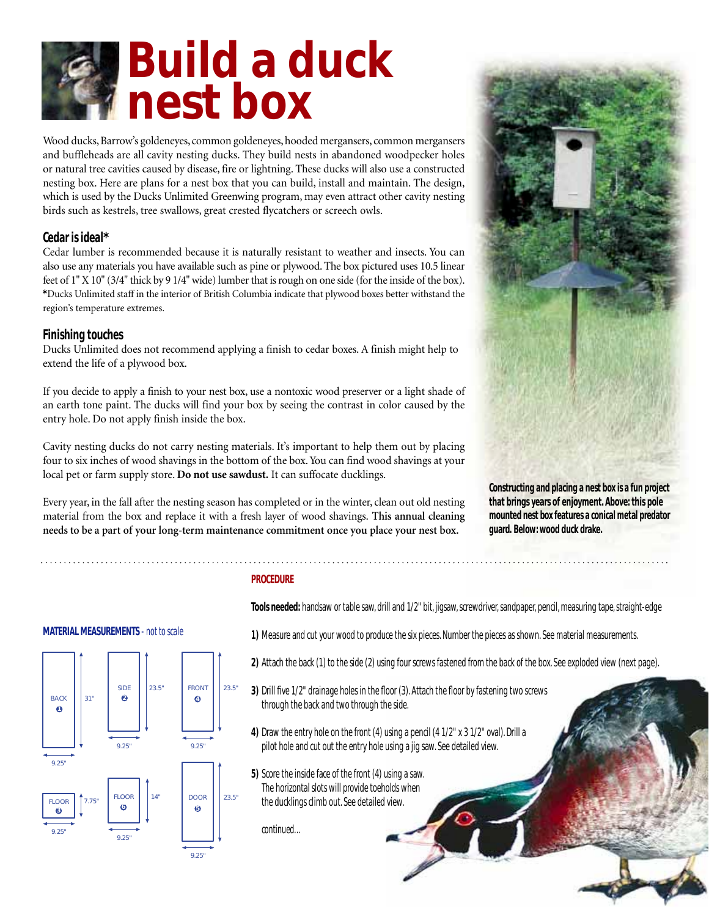# Build a duck nest box

Wood ducks, Barrow's goldeneyes, common goldeneyes, hooded mergansers, common mergansers and buffleheads are all cavity nesting ducks. They build nests in abandoned woodpecker holes or natural tree cavities caused by disease, fire or lightning. These ducks will also use a constructed nesting box. Here are plans for a nest box that you can build, install and maintain. The design, which is used by the Ducks Unlimited Greenwing program, may even attract other cavity nesting birds such as kestrels, tree swallows, great crested flycatchers or screech owls.

### Cedar is ideal*

Cedar lumber is recommended because it is naturally resistant to weather and insects. You can also use any materials you have available such as pine or plywood. The box pictured uses 10.5 linear feet of 1" X 10" (3/4" thick by 9 1/4" wide) lumber that is rough on one side (for the inside of the box).
*Ducks Unlimited staff in the interior of British Columbia indicate that plywood boxes better withstand the region's temperature extremes.

### Finishing touches

Ducks Unlimited does not recommend applying a finish to cedar boxes. A finish might help to extend the life of a plywood box.

If you decide to apply a finish to your nest box, use a nontoxic wood preserver or a light shade of an earth tone paint. The ducks will find your box by seeing the contrast in color caused by the entry hole. Do not apply finish inside the box.

Cavity nesting ducks do not carry nesting materials. It's important to help them out by placing four to six inches of wood shavings in the bottom of the box. You can find wood shavings at your local pet or farm supply store. **Do not use sawdust.** It can suffocate ducklings.

Every year, in the fall after the nesting season has completed or in the winter, clean out old nesting material from the box and replace it with a fresh layer of wood shavings. **This annual cleaning needs to be a part of your long-term maintenance commitment once you place your nest box.**

**Constructing and placing a nest box is a fun project that brings years of enjoyment. Above: this pole mounted nest box features a conical metal predator guard. Below: wood duck drake.**

### MATERIAL MEASUREMENTS - *not to scale*

| Piece | Height | Width |
| --- | --- | --- |
| BACK 1 | 31" | 9.25" |
| SIDE 2 | 23.5" | 9.25" |
| FRONT 4 | 23.5" | 9.25" |
| FLOOR 3 | 7.75" | 9.25" |
| FLOOR 5 | 14" | 9.25" |
| DOOR 6 | 23.5" | 9.25" |

### PROCEDURE

**Tools needed:** handsaw or table saw, drill and 1/2" bit, jigsaw, screwdriver, sandpaper, pencil, measuring tape, straight-edge

**1)** Measure and cut your wood to produce the six pieces. Number the pieces as shown. See material measurements.

**2)** Attach the back (1) to the side (2) using four screws fastened from the back of the box. See exploded view (next page).

**3)** Drill five 1/2" drainage holes in the floor (3). Attach the floor by fastening two screws through the back and two through the side.

**4)** Draw the entry hole on the front (4) using a pencil (4 1/2" x 3 1/2" oval). Drill a pilot hole and cut out the entry hole using a jig saw. See detailed view.

**5)** Score the inside face of the front (4) using a saw. The horizontal slots will provide toeholds when the ducklings climb out. See detailed view.

continued...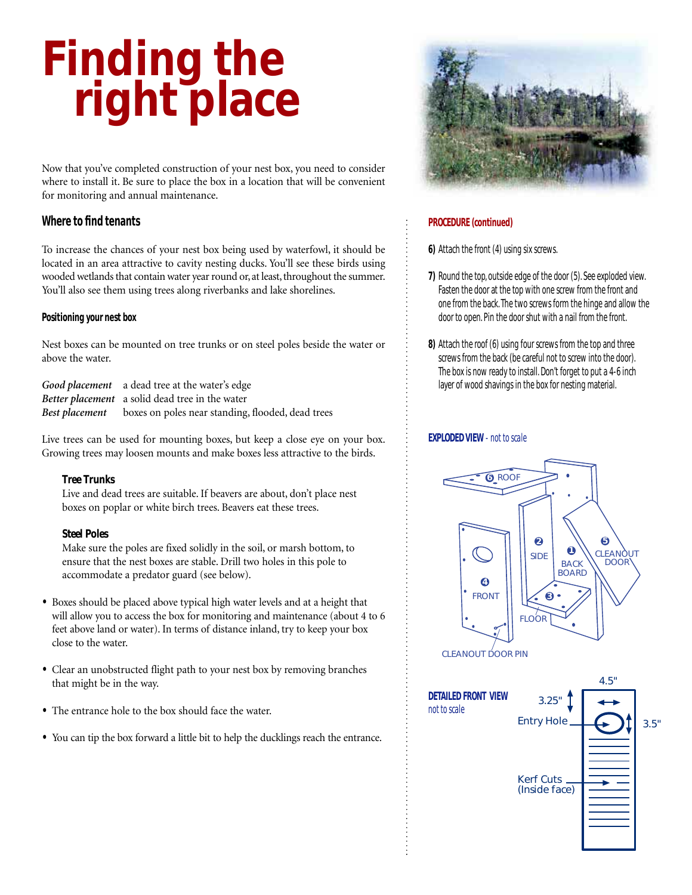# Finding the right place

Now that you've completed construction of your nest box, you need to consider where to install it. Be sure to place the box in a location that will be convenient for monitoring and annual maintenance.

## Where to find tenants

To increase the chances of your nest box being used by waterfowl, it should be located in an area attractive to cavity nesting ducks. You'll see these birds using wooded wetlands that contain water year round or, at least, throughout the summer. You'll also see them using trees along riverbanks and lake shorelines.

### Positioning your nest box

Nest boxes can be mounted on tree trunks or on steel poles beside the water or above the water.

*Good placement* a dead tree at the water's edge
*Better placement* a solid dead tree in the water
*Best placement* boxes on poles near standing, flooded, dead trees

Live trees can be used for mounting boxes, but keep a close eye on your box. Growing trees may loosen mounts and make boxes less attractive to the birds.

**Tree Trunks**
Live and dead trees are suitable. If beavers are about, don't place nest boxes on poplar or white birch trees. Beavers eat these trees.

**Steel Poles**
Make sure the poles are fixed solidly in the soil, or marsh bottom, to ensure that the nest boxes are stable. Drill two holes in this pole to accommodate a predator guard (see below).

- Boxes should be placed above typical high water levels and at a height that will allow you to access the box for monitoring and maintenance (about 4 to 6 feet above land or water). In terms of distance inland, try to keep your box close to the water.
- Clear an unobstructed flight path to your nest box by removing branches that might be in the way.
- The entrance hole to the box should face the water.
- You can tip the box forward a little bit to help the ducklings reach the entrance.

**PROCEDURE (continued)**

**6)** Attach the front (4) using six screws.

**7)** Round the top, outside edge of the door (5). See exploded view. Fasten the door at the top with one screw from the front and one from the back. The two screws form the hinge and allow the door to open. Pin the door shut with a nail from the front.

**8)** Attach the roof (6) using four screws from the top and three screws from the back (be careful not to screw into the door). The box is now ready to install. Don't forget to put a 4-6 inch layer of wood shavings in the box for nesting material.

**EXPLODED VIEW** - not to scale

6 ROOF, 2 SIDE, 1 BACK BOARD, 5 CLEANOUT DOOR, 4 FRONT, 3 FLOOR, CLEANOUT DOOR PIN

**DETAILED FRONT VIEW**
not to scale

4.5", 3.25", Entry Hole, 3.5", Kerf Cuts (Inside face)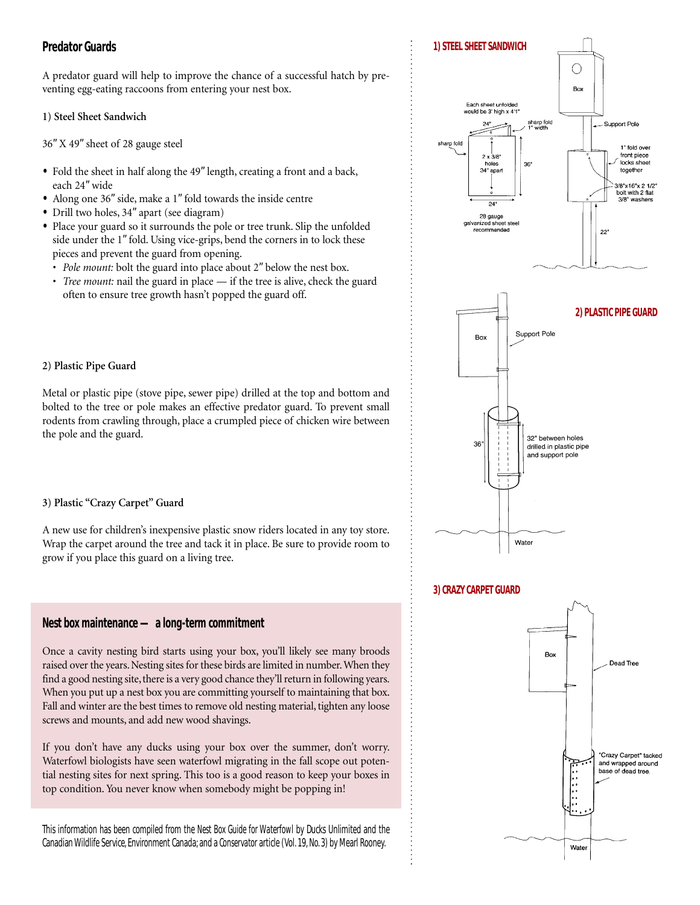## Predator Guards

A predator guard will help to improve the chance of a successful hatch by preventing egg-eating raccoons from entering your nest box.

### 1) Steel Sheet Sandwich

36″ X 49″ sheet of 28 gauge steel

- Fold the sheet in half along the 49″ length, creating a front and a back, each 24″ wide
- Along one 36″ side, make a 1″ fold towards the inside centre
- Drill two holes, 34″ apart (see diagram)
- Place your guard so it surrounds the pole or tree trunk. Slip the unfolded side under the 1″ fold. Using vice-grips, bend the corners in to lock these pieces and prevent the guard from opening.
  - *Pole mount:* bolt the guard into place about 2″ below the nest box.
  - *Tree mount:* nail the guard in place — if the tree is alive, check the guard often to ensure tree growth hasn't popped the guard off.

### 2) Plastic Pipe Guard

Metal or plastic pipe (stove pipe, sewer pipe) drilled at the top and bottom and bolted to the tree or pole makes an effective predator guard. To prevent small rodents from crawling through, place a crumpled piece of chicken wire between the pole and the guard.

### 3) Plastic "Crazy Carpet" Guard

A new use for children's inexpensive plastic snow riders located in any toy store. Wrap the carpet around the tree and tack it in place. Be sure to provide room to grow if you place this guard on a living tree.

## Nest box maintenance — a long-term commitment

Once a cavity nesting bird starts using your box, you'll likely see many broods raised over the years. Nesting sites for these birds are limited in number. When they find a good nesting site, there is a very good chance they'll return in following years. When you put up a nest box you are committing yourself to maintaining that box. Fall and winter are the best times to remove old nesting material, tighten any loose screws and mounts, and add new wood shavings.

If you don't have any ducks using your box over the summer, don't worry. Waterfowl biologists have seen waterfowl migrating in the fall scope out potential nesting sites for next spring. This too is a good reason to keep your boxes in top condition. You never know when somebody might be popping in!

This information has been compiled from the Nest Box Guide for Waterfowl by Ducks Unlimited and the Canadian Wildlife Service, Environment Canada; and a Conservator article (Vol. 19, No. 3) by Mearl Rooney.

**1) STEEL SHEET SANDWICH**

Box
Each sheet unfolded would be 3' high x 4'1"
24"
sharp fold 1" width
sharp fold
2 x 3/8" holes 34" apart
36"
24"
28 gauge galvanized sheet steel recommended
Support Pole
1" fold over front piece locks sheet together
3/8"x16"x 2 1/2" bolt with 2 flat 3/8" washers
22"

**2) PLASTIC PIPE GUARD**

Box
Support Pole
36"
32" between holes drilled in plastic pipe and support pole
Water

**3) CRAZY CARPET GUARD**

Box
Dead Tree
"Crazy Carpet" tacked and wrapped around base of dead tree.
Water